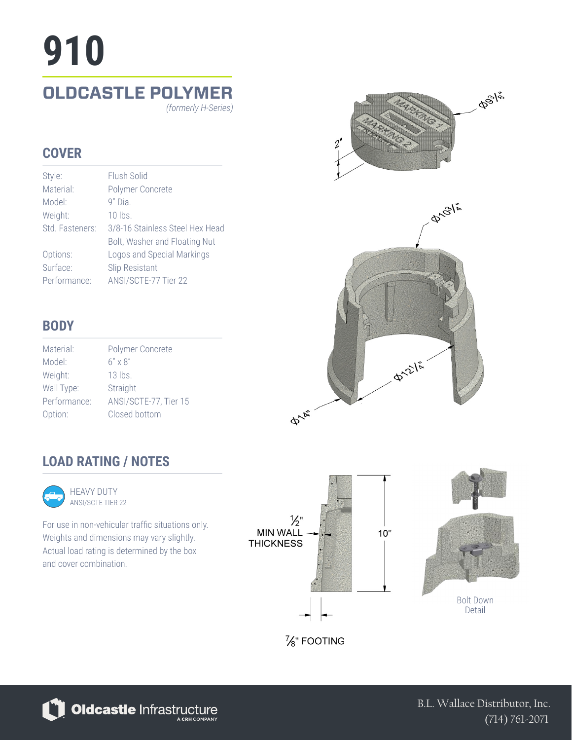# 910

## OLDCASTLE POLYMER

*(formerly H-Series)*

### COVER

| | |
|---|---|
| Style: | Flush Solid |
| Material: | Polymer Concrete |
| Model: | 9" Dia. |
| Weight: | 10 lbs. |
| Std. Fasteners: | 3/8-16 Stainless Steel Hex Head Bolt, Washer and Floating Nut |
| Options: | Logos and Special Markings |
| Surface: | Slip Resistant |
| Performance: | ANSI/SCTE-77 Tier 22 |

### BODY

| | |
|---|---|
| Material: | Polymer Concrete |
| Model: | 6" x 8" |
| Weight: | 13 lbs. |
| Wall Type: | Straight |
| Performance: | ANSI/SCTE-77, Tier 15 |
| Option: | Closed bottom |

### LOAD RATING / NOTES

HEAVY DUTY
ANSI/SCTE TIER 22

For use in non-vehicular traffic situations only. Weights and dimensions may vary slightly. Actual load rating is determined by the box and cover combination.

Φ9 3/8"

2"

Φ10 3/4"

Φ12 1/4"

Φ14"

1/2" MIN WALL THICKNESS

10"

7/8" FOOTING

Bolt Down Detail

Oldcastle Infrastructure — A CRH COMPANY

B.L. Wallace Distributor, Inc.
(714) 761-2071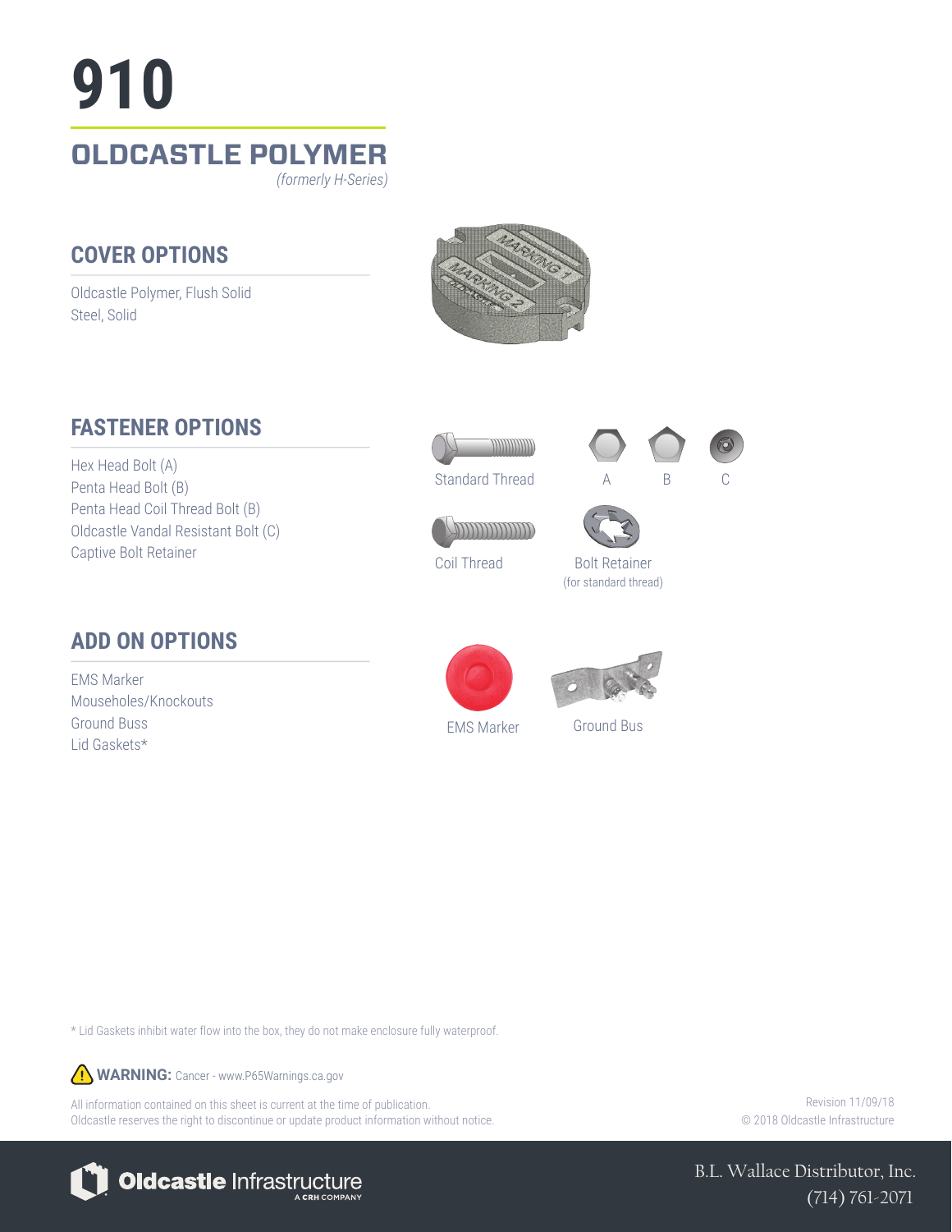# 910

## OLDCASTLE POLYMER

*(formerly H-Series)*

## COVER OPTIONS

Oldcastle Polymer, Flush Solid
Steel, Solid

## FASTENER OPTIONS

Hex Head Bolt (A)
Penta Head Bolt (B)
Penta Head Coil Thread Bolt (B)
Oldcastle Vandal Resistant Bolt (C)
Captive Bolt Retainer

Standard Thread

A B C

Coil Thread

Bolt Retainer
(for standard thread)

## ADD ON OPTIONS

EMS Marker
Mouseholes/Knockouts
Ground Buss
Lid Gaskets*

EMS Marker

Ground Bus

* Lid Gaskets inhibit water flow into the box, they do not make enclosure fully waterproof.

**WARNING:** Cancer - www.P65Warnings.ca.gov

All information contained on this sheet is current at the time of publication.
Oldcastle reserves the right to discontinue or update product information without notice.

Revision 11/09/18
© 2018 Oldcastle Infrastructure

Oldcastle Infrastructure
A CRH COMPANY

B.L. Wallace Distributor, Inc.
(714) 761-2071